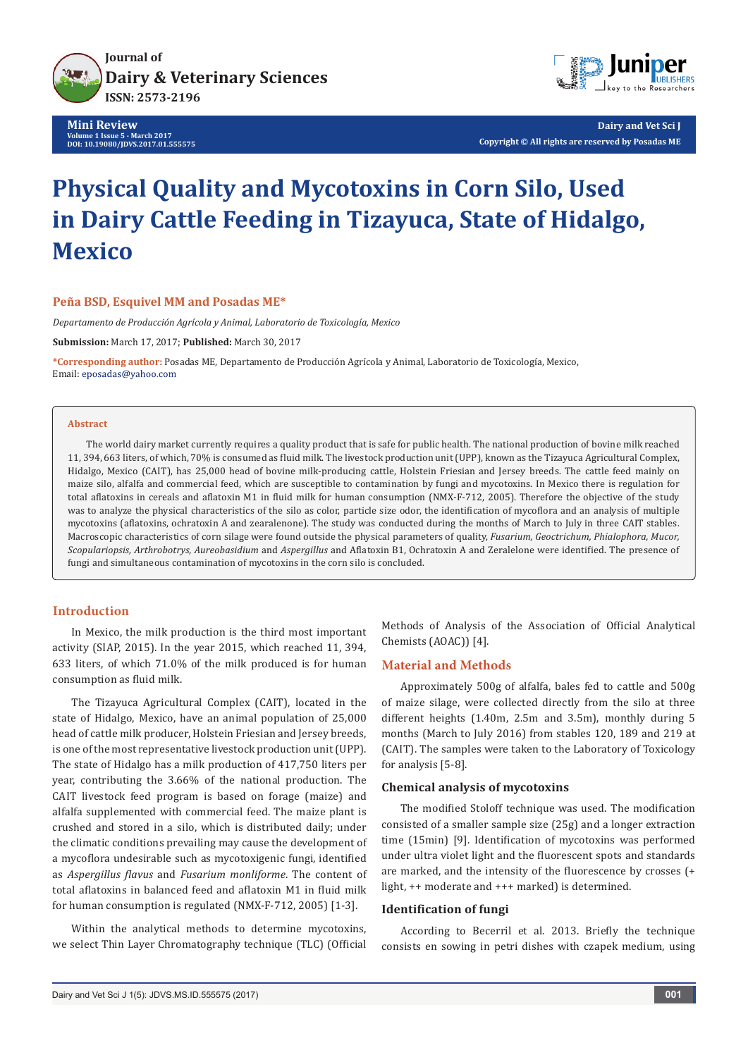# Physical Quality and Mycotoxins in Corn Silo, Used in Dairy Cattle Feeding in Tizayuca, State of Hidalgo, Mexico

**Peña BSD, Esquivel MM and Posadas ME***

*Departamento de Producción Agrícola y Animal, Laboratorio de Toxicología, Mexico*

**Submission:** March 17, 2017; **Published:** March 30, 2017

***Corresponding author:** Posadas ME, Departamento de Producción Agrícola y Animal, Laboratorio de Toxicología, Mexico, Email: eposadas@yahoo.com

**Abstract**

The world dairy market currently requires a quality product that is safe for public health. The national production of bovine milk reached 11, 394, 663 liters, of which, 70% is consumed as fluid milk. The livestock production unit (UPP), known as the Tizayuca Agricultural Complex, Hidalgo, Mexico (CAIT), has 25,000 head of bovine milk-producing cattle, Holstein Friesian and Jersey breeds. The cattle feed mainly on maize silo, alfalfa and commercial feed, which are susceptible to contamination by fungi and mycotoxins. In Mexico there is regulation for total aflatoxins in cereals and aflatoxin M1 in fluid milk for human consumption (NMX-F-712, 2005). Therefore the objective of the study was to analyze the physical characteristics of the silo as color, particle size odor, the identification of mycoflora and an analysis of multiple mycotoxins (aflatoxins, ochratoxin A and zearalenone). The study was conducted during the months of March to July in three CAIT stables. Macroscopic characteristics of corn silage were found outside the physical parameters of quality, *Fusarium, Geoctrichum, Phialophora, Mucor, Scopulariopsis, Arthrobotrys, Aureobasidium* and *Aspergillus* and Aflatoxin B1, Ochratoxin A and Zeralelone were identified. The presence of fungi and simultaneous contamination of mycotoxins in the corn silo is concluded.

## Introduction

In Mexico, the milk production is the third most important activity (SIAP, 2015). In the year 2015, which reached 11, 394, 633 liters, of which 71.0% of the milk produced is for human consumption as fluid milk.

The Tizayuca Agricultural Complex (CAIT), located in the state of Hidalgo, Mexico, have an animal population of 25,000 head of cattle milk producer, Holstein Friesian and Jersey breeds, is one of the most representative livestock production unit (UPP). The state of Hidalgo has a milk production of 417,750 liters per year, contributing the 3.66% of the national production. The CAIT livestock feed program is based on forage (maize) and alfalfa supplemented with commercial feed. The maize plant is crushed and stored in a silo, which is distributed daily; under the climatic conditions prevailing may cause the development of a mycoflora undesirable such as mycotoxigenic fungi, identified as *Aspergillus flavus* and *Fusarium monliforme*. The content of total aflatoxins in balanced feed and aflatoxin M1 in fluid milk for human consumption is regulated (NMX-F-712, 2005) [1-3].

Within the analytical methods to determine mycotoxins, we select Thin Layer Chromatography technique (TLC) (Official Methods of Analysis of the Association of Official Analytical Chemists (AOAC)) [4].

## Material and Methods

Approximately 500g of alfalfa, bales fed to cattle and 500g of maize silage, were collected directly from the silo at three different heights (1.40m, 2.5m and 3.5m), monthly during 5 months (March to July 2016) from stables 120, 189 and 219 at (CAIT). The samples were taken to the Laboratory of Toxicology for analysis [5-8].

### Chemical analysis of mycotoxins

The modified Stoloff technique was used. The modification consisted of a smaller sample size (25g) and a longer extraction time (15min) [9]. Identification of mycotoxins was performed under ultra violet light and the fluorescent spots and standards are marked, and the intensity of the fluorescence by crosses (+ light, ++ moderate and +++ marked) is determined.

### Identification of fungi

According to Becerril et al. 2013. Briefly the technique consists en sowing in petri dishes with czapek medium, using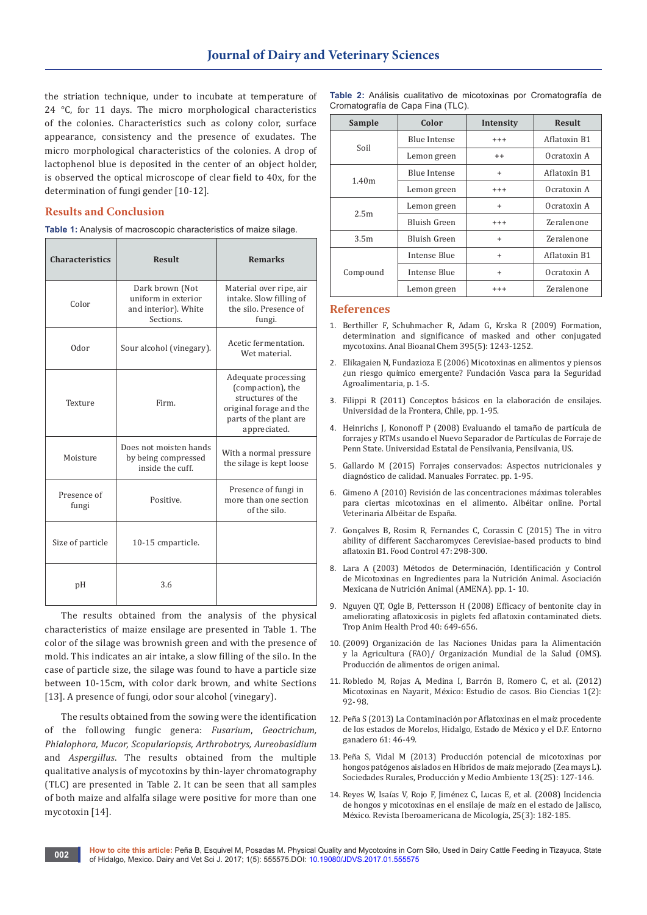the striation technique, under to incubate at temperature of 24 °C, for 11 days. The micro morphological characteristics of the colonies. Characteristics such as colony color, surface appearance, consistency and the presence of exudates. The micro morphological characteristics of the colonies. A drop of lactophenol blue is deposited in the center of an object holder, is observed the optical microscope of clear field to 40x, for the determination of fungi gender [10-12].

## Results and Conclusion

**Table 1:** Analysis of macroscopic characteristics of maize silage.

| Characteristics | Result | Remarks |
|---|---|---|
| Color | Dark brown (Not uniform in exterior and interior). White Sections. | Material over ripe, air intake. Slow filling of the silo. Presence of fungi. |
| Odor | Sour alcohol (vinegary). | Acetic fermentation. Wet material. |
| Texture | Firm. | Adequate processing (compaction), the structures of the original forage and the parts of the plant are appreciated. |
| Moisture | Does not moisten hands by being compressed inside the cuff. | With a normal pressure the silage is kept loose |
| Presence of fungi | Positive. | Presence of fungi in more than one section of the silo. |
| Size of particle | 10-15 cmparticle. | |
| pH | 3.6 | |

The results obtained from the analysis of the physical characteristics of maize ensilage are presented in Table 1. The color of the silage was brownish green and with the presence of mold. This indicates an air intake, a slow filling of the silo. In the case of particle size, the silage was found to have a particle size between 10-15cm, with color dark brown, and white Sections [13]. A presence of fungi, odor sour alcohol (vinegary).

The results obtained from the sowing were the identification of the following fungic genera: *Fusarium*, *Geoctrichum*, *Phialophora*, *Mucor*, *Scopulariopsis*, *Arthrobotrys*, *Aureobasidium* and *Aspergillus*. The results obtained from the multiple qualitative analysis of mycotoxins by thin-layer chromatography (TLC) are presented in Table 2. It can be seen that all samples of both maize and alfalfa silage were positive for more than one mycotoxin [14].

**Table 2:** Análisis cualitativo de micotoxinas por Cromatografía de Cromatografía de Capa Fina (TLC).

| Sample | Color | Intensity | Result |
|---|---|---|---|
| Soil | Blue Intense | +++ | Aflatoxin B1 |
| | Lemon green | ++ | Ocratoxin A |
| 1.40m | Blue Intense | + | Aflatoxin B1 |
| | Lemon green | +++ | Ocratoxin A |
| 2.5m | Lemon green | + | Ocratoxin A |
| | Bluish Green | +++ | Zeralenone |
| 3.5m | Bluish Green | + | Zeralenone |
| Compound | Intense Blue | + | Aflatoxin B1 |
| | Intense Blue | + | Ocratoxin A |
| | Lemon green | +++ | Zeralenone |

## References

1. Berthiller F, Schuhmacher R, Adam G, Krska R (2009) Formation, determination and significance of masked and other conjugated mycotoxins. Anal Bioanal Chem 395(5): 1243-1252.
2. Elikagaien N, Fundazioza E (2006) Micotoxinas en alimentos y piensos ¿un riesgo químico emergente? Fundación Vasca para la Seguridad Agroalimentaria, p. 1-5.
3. Filippi R (2011) Conceptos básicos en la elaboración de ensilajes. Universidad de la Frontera, Chile, pp. 1-95.
4. Heinrichs J, Kononoff P (2008) Evaluando el tamaño de partícula de forrajes y RTMs usando el Nuevo Separador de Partículas de Forraje de Penn State. Universidad Estatal de Pensilvania, Pensilvania, US.
5. Gallardo M (2015) Forrajes conservados: Aspectos nutricionales y diagnóstico de calidad. Manuales Forratec. pp. 1-95.
6. Gimeno A (2010) Revisión de las concentraciones máximas tolerables para ciertas micotoxinas en el alimento. Albéitar online. Portal Veterinaria Albéitar de España.
7. Gonçalves B, Rosim R, Fernandes C, Corassin C (2015) The in vitro ability of different Saccharomyces Cerevisiae-based products to bind aflatoxin B1. Food Control 47: 298-300.
8. Lara A (2003) Métodos de Determinación, Identificación y Control de Micotoxinas en Ingredientes para la Nutrición Animal. Asociación Mexicana de Nutrición Animal (AMENA). pp. 1- 10.
9. Nguyen QT, Ogle B, Pettersson H (2008) Efficacy of bentonite clay in ameliorating aflatoxicosis in piglets fed aflatoxin contaminated diets. Trop Anim Health Prod 40: 649-656.
10. (2009) Organización de las Naciones Unidas para la Alimentación y la Agricultura (FAO)/ Organización Mundial de la Salud (OMS). Producción de alimentos de origen animal.
11. Robledo M, Rojas A, Medina I, Barrón B, Romero C, et al. (2012) Micotoxinas en Nayarit, México: Estudio de casos. Bio Ciencias 1(2): 92- 98.
12. Peña S (2013) La Contaminación por Aflatoxinas en el maíz procedente de los estados de Morelos, Hidalgo, Estado de México y el D.F. Entorno ganadero 61: 46-49.
13. Peña S, Vidal M (2013) Producción potencial de micotoxinas por hongos patógenos aislados en Híbridos de maíz mejorado (Zea mays L). Sociedades Rurales, Producción y Medio Ambiente 13(25): 127-146.
14. Reyes W, Isaías V, Rojo F, Jiménez C, Lucas E, et al. (2008) Incidencia de hongos y micotoxinas en el ensilaje de maíz en el estado de Jalisco, México. Revista Iberoamericana de Micología, 25(3): 182-185.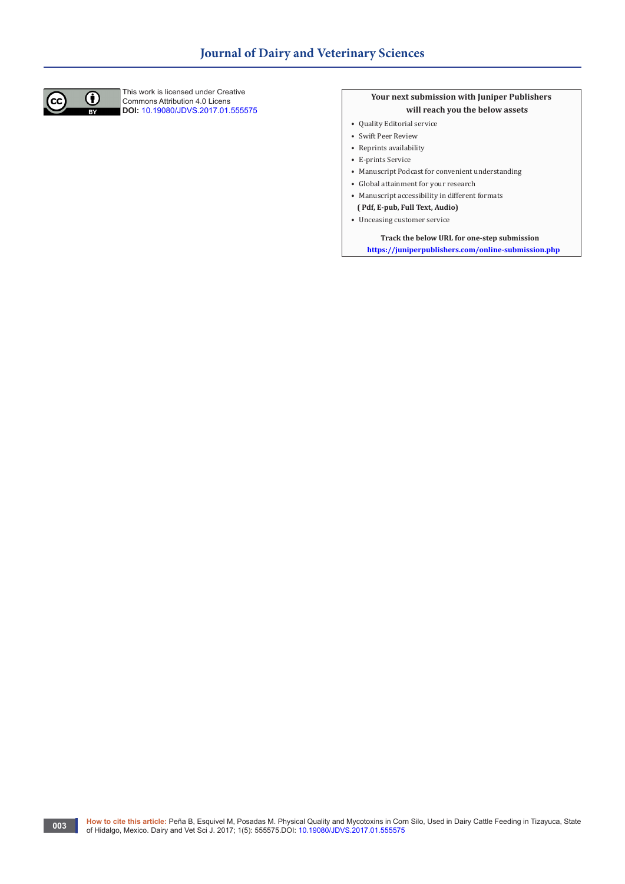This work is licensed under Creative Commons Attribution 4.0 Licens
**DOI:** 10.19080/JDVS.2017.01.555575

**Your next submission with Juniper Publishers will reach you the below assets**

- Quality Editorial service
- Swift Peer Review
- Reprints availability
- E-prints Service
- Manuscript Podcast for convenient understanding
- Global attainment for your research
- Manuscript accessibility in different formats
  **( Pdf, E-pub, Full Text, Audio)**
- Unceasing customer service

**Track the below URL for one-step submission**
**https://juniperpublishers.com/online-submission.php**

**How to cite this article:** Peña B, Esquivel M, Posadas M. Physical Quality and Mycotoxins in Corn Silo, Used in Dairy Cattle Feeding in Tizayuca, State of Hidalgo, Mexico. Dairy and Vet Sci J. 2017; 1(5): 555575.DOI: 10.19080/JDVS.2017.01.555575